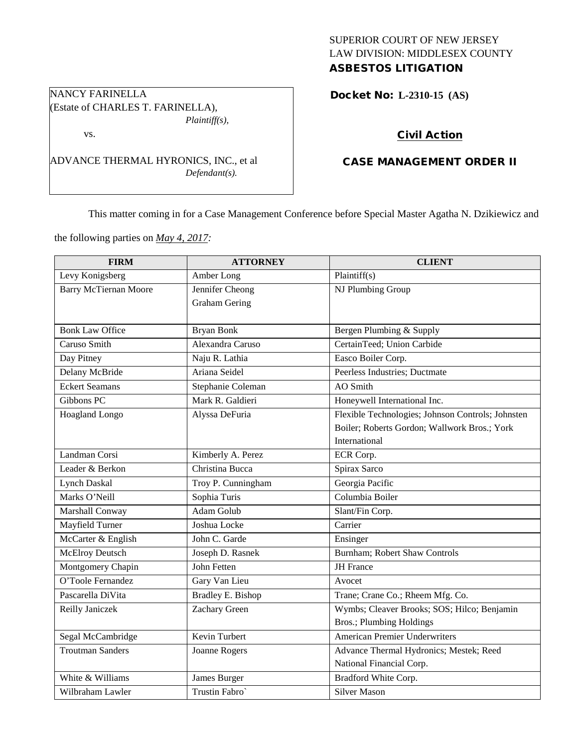SUPERIOR COURT OF NEW JERSEY
LAW DIVISION: MIDDLESEX COUNTY
**ASBESTOS LITIGATION**

NANCY FARINELLA
(Estate of CHARLES T. FARINELLA),
*Plaintiff(s),*

vs.

ADVANCE THERMAL HYRONICS, INC., et al
*Defendant(s).*

**Docket No: L-2310-15 (AS)**

**Civil Action**

**CASE MANAGEMENT ORDER II**

This matter coming in for a Case Management Conference before Special Master Agatha N. Dzikiewicz and the following parties on *May 4, 2017:*

| FIRM | ATTORNEY | CLIENT |
|---|---|---|
| Levy Konigsberg | Amber Long | Plaintiff(s) |
| Barry McTiernan Moore | Jennifer Cheong<br>Graham Gering | NJ Plumbing Group |
| Bonk Law Office | Bryan Bonk | Bergen Plumbing & Supply |
| Caruso Smith | Alexandra Caruso | CertainTeed; Union Carbide |
| Day Pitney | Naju R. Lathia | Easco Boiler Corp. |
| Delany McBride | Ariana Seidel | Peerless Industries; Ductmate |
| Eckert Seamans | Stephanie Coleman | AO Smith |
| Gibbons PC | Mark R. Galdieri | Honeywell International Inc. |
| Hoagland Longo | Alyssa DeFuria | Flexible Technologies; Johnson Controls; Johnsten Boiler; Roberts Gordon; Wallwork Bros.; York International |
| Landman Corsi | Kimberly A. Perez | ECR Corp. |
| Leader & Berkon | Christina Bucca | Spirax Sarco |
| Lynch Daskal | Troy P. Cunningham | Georgia Pacific |
| Marks O'Neill | Sophia Turis | Columbia Boiler |
| Marshall Conway | Adam Golub | Slant/Fin Corp. |
| Mayfield Turner | Joshua Locke | Carrier |
| McCarter & English | John C. Garde | Ensinger |
| McElroy Deutsch | Joseph D. Rasnek | Burnham; Robert Shaw Controls |
| Montgomery Chapin | John Fetten | JH France |
| O'Toole Fernandez | Gary Van Lieu | Avocet |
| Pascarella DiVita | Bradley E. Bishop | Trane; Crane Co.; Rheem Mfg. Co. |
| Reilly Janiczek | Zachary Green | Wymbs; Cleaver Brooks; SOS; Hilco; Benjamin Bros.; Plumbing Holdings |
| Segal McCambridge | Kevin Turbert | American Premier Underwriters |
| Troutman Sanders | Joanne Rogers | Advance Thermal Hydronics; Mestek; Reed National Financial Corp. |
| White & Williams | James Burger | Bradford White Corp. |
| Wilbraham Lawler | Trustin Fabro` | Silver Mason |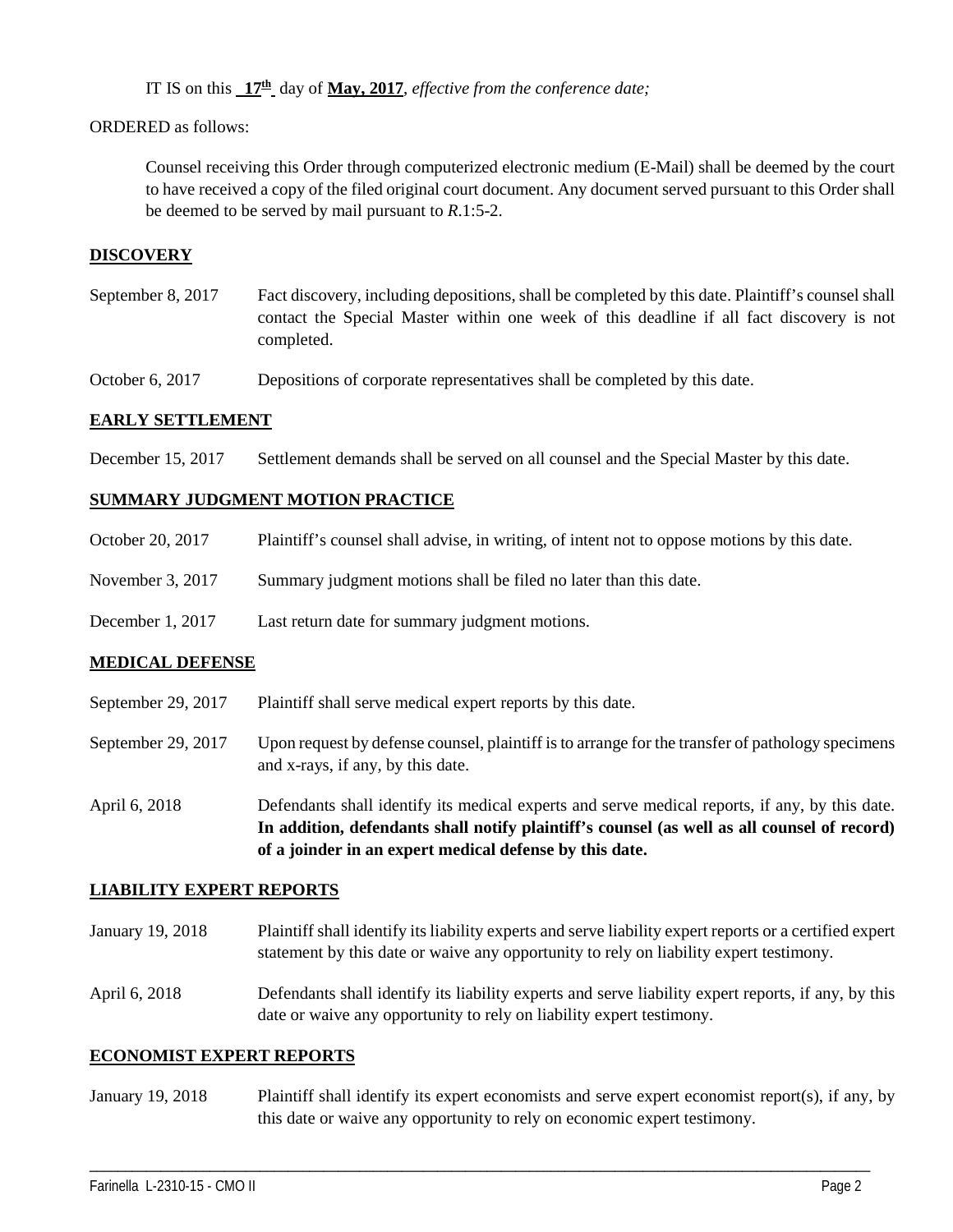IT IS on this **17th** day of **May, 2017**, *effective from the conference date;*

ORDERED as follows:

Counsel receiving this Order through computerized electronic medium (E-Mail) shall be deemed by the court to have received a copy of the filed original court document. Any document served pursuant to this Order shall be deemed to be served by mail pursuant to *R*.1:5-2.

## **DISCOVERY**

| | |
|---|---|
| September 8, 2017 | Fact discovery, including depositions, shall be completed by this date. Plaintiff's counsel shall contact the Special Master within one week of this deadline if all fact discovery is not completed. |
| October 6, 2017 | Depositions of corporate representatives shall be completed by this date. |

## **EARLY SETTLEMENT**

| | |
|---|---|
| December 15, 2017 | Settlement demands shall be served on all counsel and the Special Master by this date. |

## **SUMMARY JUDGMENT MOTION PRACTICE**

| | |
|---|---|
| October 20, 2017 | Plaintiff's counsel shall advise, in writing, of intent not to oppose motions by this date. |
| November 3, 2017 | Summary judgment motions shall be filed no later than this date. |
| December 1, 2017 | Last return date for summary judgment motions. |

## **MEDICAL DEFENSE**

| | |
|---|---|
| September 29, 2017 | Plaintiff shall serve medical expert reports by this date. |
| September 29, 2017 | Upon request by defense counsel, plaintiff is to arrange for the transfer of pathology specimens and x-rays, if any, by this date. |
| April 6, 2018 | Defendants shall identify its medical experts and serve medical reports, if any, by this date. **In addition, defendants shall notify plaintiff's counsel (as well as all counsel of record) of a joinder in an expert medical defense by this date.** |

## **LIABILITY EXPERT REPORTS**

| | |
|---|---|
| January 19, 2018 | Plaintiff shall identify its liability experts and serve liability expert reports or a certified expert statement by this date or waive any opportunity to rely on liability expert testimony. |
| April 6, 2018 | Defendants shall identify its liability experts and serve liability expert reports, if any, by this date or waive any opportunity to rely on liability expert testimony. |

## **ECONOMIST EXPERT REPORTS**

| | |
|---|---|
| January 19, 2018 | Plaintiff shall identify its expert economists and serve expert economist report(s), if any, by this date or waive any opportunity to rely on economic expert testimony. |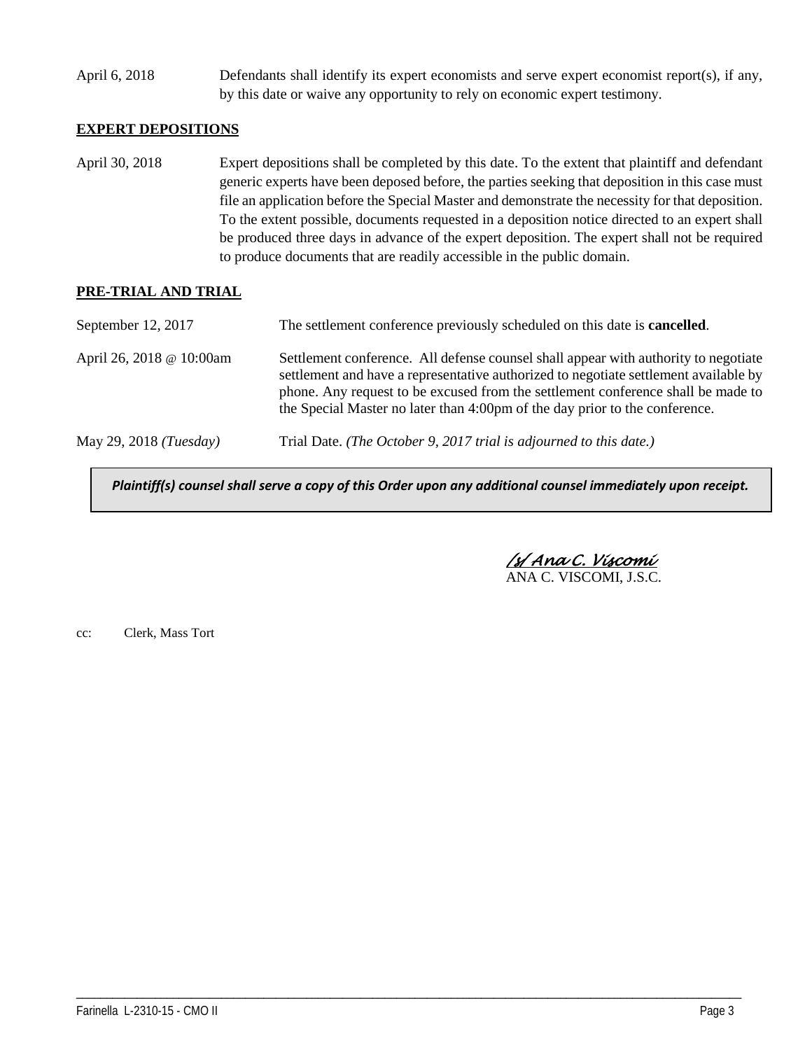April 6, 2018 Defendants shall identify its expert economists and serve expert economist report(s), if any, by this date or waive any opportunity to rely on economic expert testimony.

**EXPERT DEPOSITIONS**

April 30, 2018 Expert depositions shall be completed by this date. To the extent that plaintiff and defendant generic experts have been deposed before, the parties seeking that deposition in this case must file an application before the Special Master and demonstrate the necessity for that deposition. To the extent possible, documents requested in a deposition notice directed to an expert shall be produced three days in advance of the expert deposition. The expert shall not be required to produce documents that are readily accessible in the public domain.

**PRE-TRIAL AND TRIAL**

September 12, 2017 The settlement conference previously scheduled on this date is **cancelled**.

April 26, 2018 @ 10:00am Settlement conference. All defense counsel shall appear with authority to negotiate settlement and have a representative authorized to negotiate settlement available by phone. Any request to be excused from the settlement conference shall be made to the Special Master no later than 4:00pm of the day prior to the conference.

May 29, 2018 *(Tuesday)* Trial Date. *(The October 9, 2017 trial is adjourned to this date.)*

***Plaintiff(s) counsel shall serve a copy of this Order upon any additional counsel immediately upon receipt.***

*/s/ Ana C. Viscomi*
ANA C. VISCOMI, J.S.C.

cc: Clerk, Mass Tort